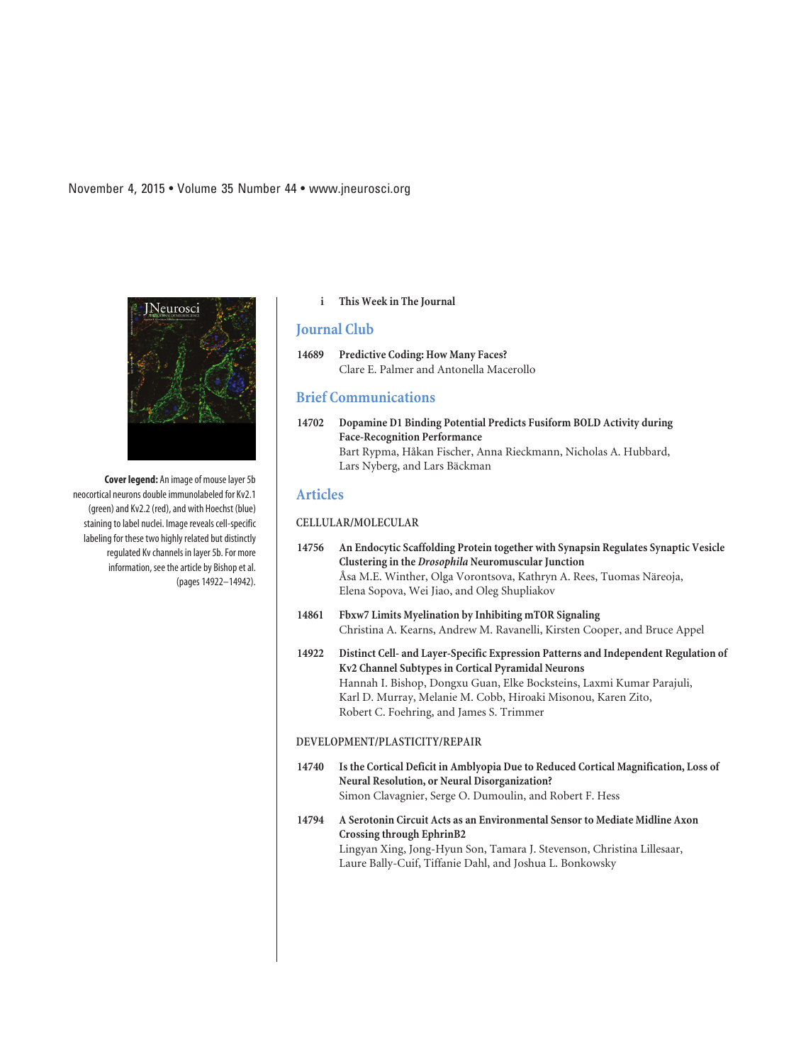November 4, 2015 • Volume 35 Number 44 • www.jneurosci.org

**Cover legend:** An image of mouse layer 5b neocortical neurons double immunolabeled for Kv2.1 (green) and Kv2.2 (red), and with Hoechst (blue) staining to label nuclei. Image reveals cell-specific labeling for these two highly related but distinctly regulated Kv channels in layer 5b. For more information, see the article by Bishop et al. (pages 14922–14942).

i **This Week in The Journal**

## Journal Club

14689 **Predictive Coding: How Many Faces?**
Clare E. Palmer and Antonella Macerollo

## Brief Communications

14702 **Dopamine D1 Binding Potential Predicts Fusiform BOLD Activity during Face-Recognition Performance**
Bart Rypma, Håkan Fischer, Anna Rieckmann, Nicholas A. Hubbard, Lars Nyberg, and Lars Bäckman

## Articles

### CELLULAR/MOLECULAR

14756 **An Endocytic Scaffolding Protein together with Synapsin Regulates Synaptic Vesicle Clustering in the *Drosophila* Neuromuscular Junction**
Åsa M.E. Winther, Olga Vorontsova, Kathryn A. Rees, Tuomas Näreoja, Elena Sopova, Wei Jiao, and Oleg Shupliakov

14861 **Fbxw7 Limits Myelination by Inhibiting mTOR Signaling**
Christina A. Kearns, Andrew M. Ravanelli, Kirsten Cooper, and Bruce Appel

14922 **Distinct Cell- and Layer-Specific Expression Patterns and Independent Regulation of Kv2 Channel Subtypes in Cortical Pyramidal Neurons**
Hannah I. Bishop, Dongxu Guan, Elke Bocksteins, Laxmi Kumar Parajuli, Karl D. Murray, Melanie M. Cobb, Hiroaki Misonou, Karen Zito, Robert C. Foehring, and James S. Trimmer

### DEVELOPMENT/PLASTICITY/REPAIR

14740 **Is the Cortical Deficit in Amblyopia Due to Reduced Cortical Magnification, Loss of Neural Resolution, or Neural Disorganization?**
Simon Clavagnier, Serge O. Dumoulin, and Robert F. Hess

14794 **A Serotonin Circuit Acts as an Environmental Sensor to Mediate Midline Axon Crossing through EphrinB2**
Lingyan Xing, Jong-Hyun Son, Tamara J. Stevenson, Christina Lillesaar, Laure Bally-Cuif, Tiffanie Dahl, and Joshua L. Bonkowsky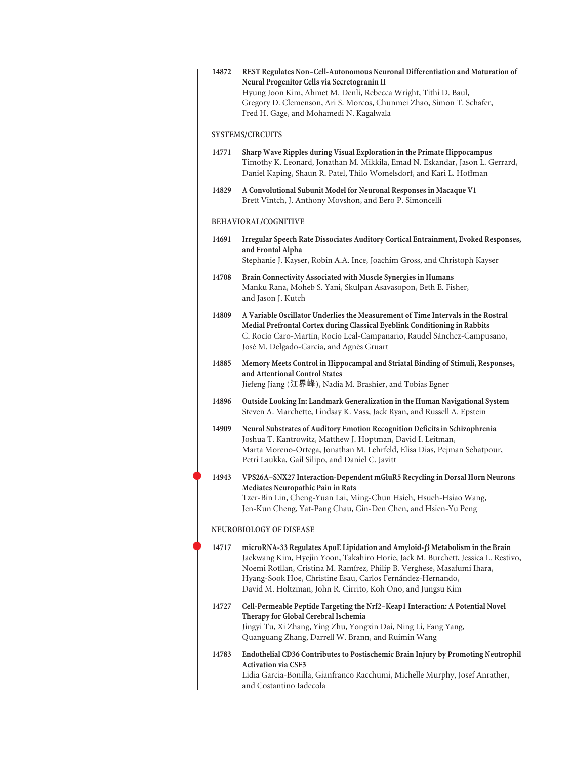**14872 REST Regulates Non–Cell-Autonomous Neuronal Differentiation and Maturation of Neural Progenitor Cells via Secretogranin II**
Hyung Joon Kim, Ahmet M. Denli, Rebecca Wright, Tithi D. Baul, Gregory D. Clemenson, Ari S. Morcos, Chunmei Zhao, Simon T. Schafer, Fred H. Gage, and Mohamedi N. Kagalwala

## SYSTEMS/CIRCUITS

**14771 Sharp Wave Ripples during Visual Exploration in the Primate Hippocampus**
Timothy K. Leonard, Jonathan M. Mikkila, Emad N. Eskandar, Jason L. Gerrard, Daniel Kaping, Shaun R. Patel, Thilo Womelsdorf, and Kari L. Hoffman

**14829 A Convolutional Subunit Model for Neuronal Responses in Macaque V1**
Brett Vintch, J. Anthony Movshon, and Eero P. Simoncelli

## BEHAVIORAL/COGNITIVE

**14691 Irregular Speech Rate Dissociates Auditory Cortical Entrainment, Evoked Responses, and Frontal Alpha**
Stephanie J. Kayser, Robin A.A. Ince, Joachim Gross, and Christoph Kayser

**14708 Brain Connectivity Associated with Muscle Synergies in Humans**
Manku Rana, Moheb S. Yani, Skulpan Asavasopon, Beth E. Fisher, and Jason J. Kutch

**14809 A Variable Oscillator Underlies the Measurement of Time Intervals in the Rostral Medial Prefrontal Cortex during Classical Eyeblink Conditioning in Rabbits**
C. Rocío Caro-Martín, Rocío Leal-Campanario, Raudel Sánchez-Campusano, José M. Delgado-García, and Agnès Gruart

**14885 Memory Meets Control in Hippocampal and Striatal Binding of Stimuli, Responses, and Attentional Control States**
Jiefeng Jiang (江界峰), Nadia M. Brashier, and Tobias Egner

**14896 Outside Looking In: Landmark Generalization in the Human Navigational System**
Steven A. Marchette, Lindsay K. Vass, Jack Ryan, and Russell A. Epstein

**14909 Neural Substrates of Auditory Emotion Recognition Deficits in Schizophrenia**
Joshua T. Kantrowitz, Matthew J. Hoptman, David I. Leitman, Marta Moreno-Ortega, Jonathan M. Lehrfeld, Elisa Dias, Pejman Sehatpour, Petri Laukka, Gail Silipo, and Daniel C. Javitt

**14943 VPS26A–SNX27 Interaction-Dependent mGluR5 Recycling in Dorsal Horn Neurons Mediates Neuropathic Pain in Rats**
Tzer-Bin Lin, Cheng-Yuan Lai, Ming-Chun Hsieh, Hsueh-Hsiao Wang, Jen-Kun Cheng, Yat-Pang Chau, Gin-Den Chen, and Hsien-Yu Peng

## NEUROBIOLOGY OF DISEASE

**14717 microRNA-33 Regulates ApoE Lipidation and Amyloid-$\beta$ Metabolism in the Brain**
Jaekwang Kim, Hyejin Yoon, Takahiro Horie, Jack M. Burchett, Jessica L. Restivo, Noemi Rotllan, Cristina M. Ramírez, Philip B. Verghese, Masafumi Ihara, Hyang-Sook Hoe, Christine Esau, Carlos Fernández-Hernando, David M. Holtzman, John R. Cirrito, Koh Ono, and Jungsu Kim

**14727 Cell-Permeable Peptide Targeting the Nrf2–Keap1 Interaction: A Potential Novel Therapy for Global Cerebral Ischemia**
Jingyi Tu, Xi Zhang, Ying Zhu, Yongxin Dai, Ning Li, Fang Yang, Quanguang Zhang, Darrell W. Brann, and Ruimin Wang

**14783 Endothelial CD36 Contributes to Postischemic Brain Injury by Promoting Neutrophil Activation via CSF3**
Lidia Garcia-Bonilla, Gianfranco Racchumi, Michelle Murphy, Josef Anrather, and Costantino Iadecola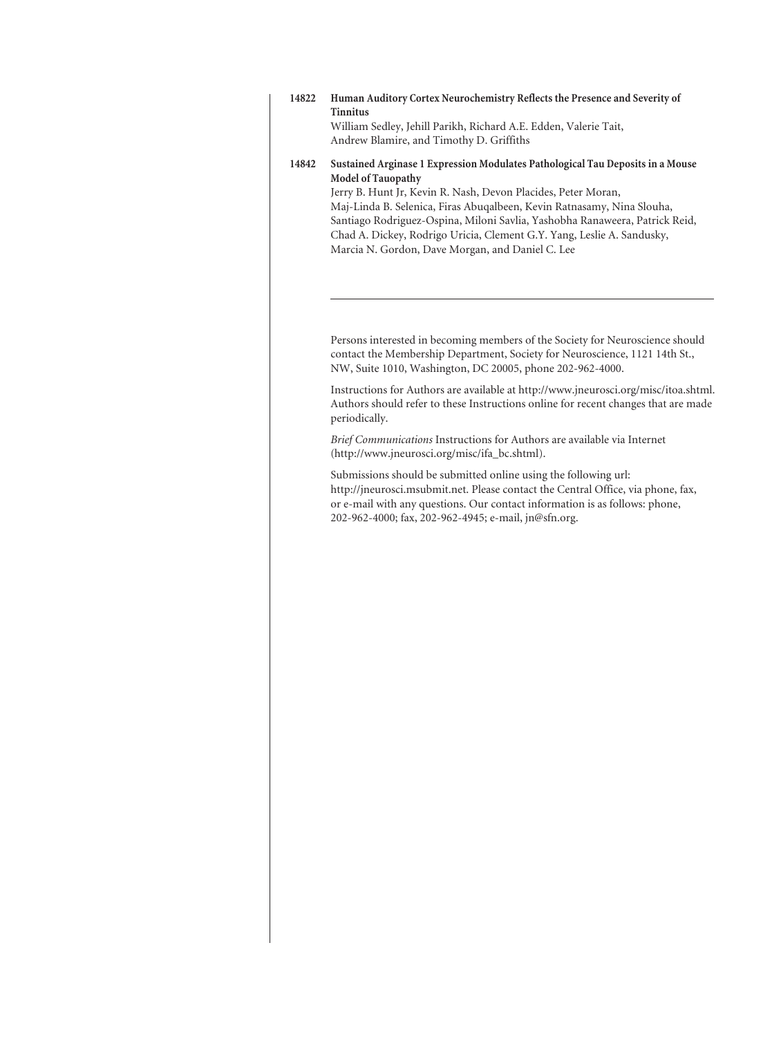**14822** **Human Auditory Cortex Neurochemistry Reflects the Presence and Severity of Tinnitus**
William Sedley, Jehill Parikh, Richard A.E. Edden, Valerie Tait, Andrew Blamire, and Timothy D. Griffiths

**14842** **Sustained Arginase 1 Expression Modulates Pathological Tau Deposits in a Mouse Model of Tauopathy**
Jerry B. Hunt Jr, Kevin R. Nash, Devon Placides, Peter Moran, Maj-Linda B. Selenica, Firas Abuqalbeen, Kevin Ratnasamy, Nina Slouha, Santiago Rodriguez-Ospina, Miloni Savlia, Yashobha Ranaweera, Patrick Reid, Chad A. Dickey, Rodrigo Uricia, Clement G.Y. Yang, Leslie A. Sandusky, Marcia N. Gordon, Dave Morgan, and Daniel C. Lee

---

Persons interested in becoming members of the Society for Neuroscience should contact the Membership Department, Society for Neuroscience, 1121 14th St., NW, Suite 1010, Washington, DC 20005, phone 202-962-4000.

Instructions for Authors are available at http://www.jneurosci.org/misc/itoa.shtml. Authors should refer to these Instructions online for recent changes that are made periodically.

*Brief Communications* Instructions for Authors are available via Internet (http://www.jneurosci.org/misc/ifa_bc.shtml).

Submissions should be submitted online using the following url: http://jneurosci.msubmit.net. Please contact the Central Office, via phone, fax, or e-mail with any questions. Our contact information is as follows: phone, 202-962-4000; fax, 202-962-4945; e-mail, jn@sfn.org.